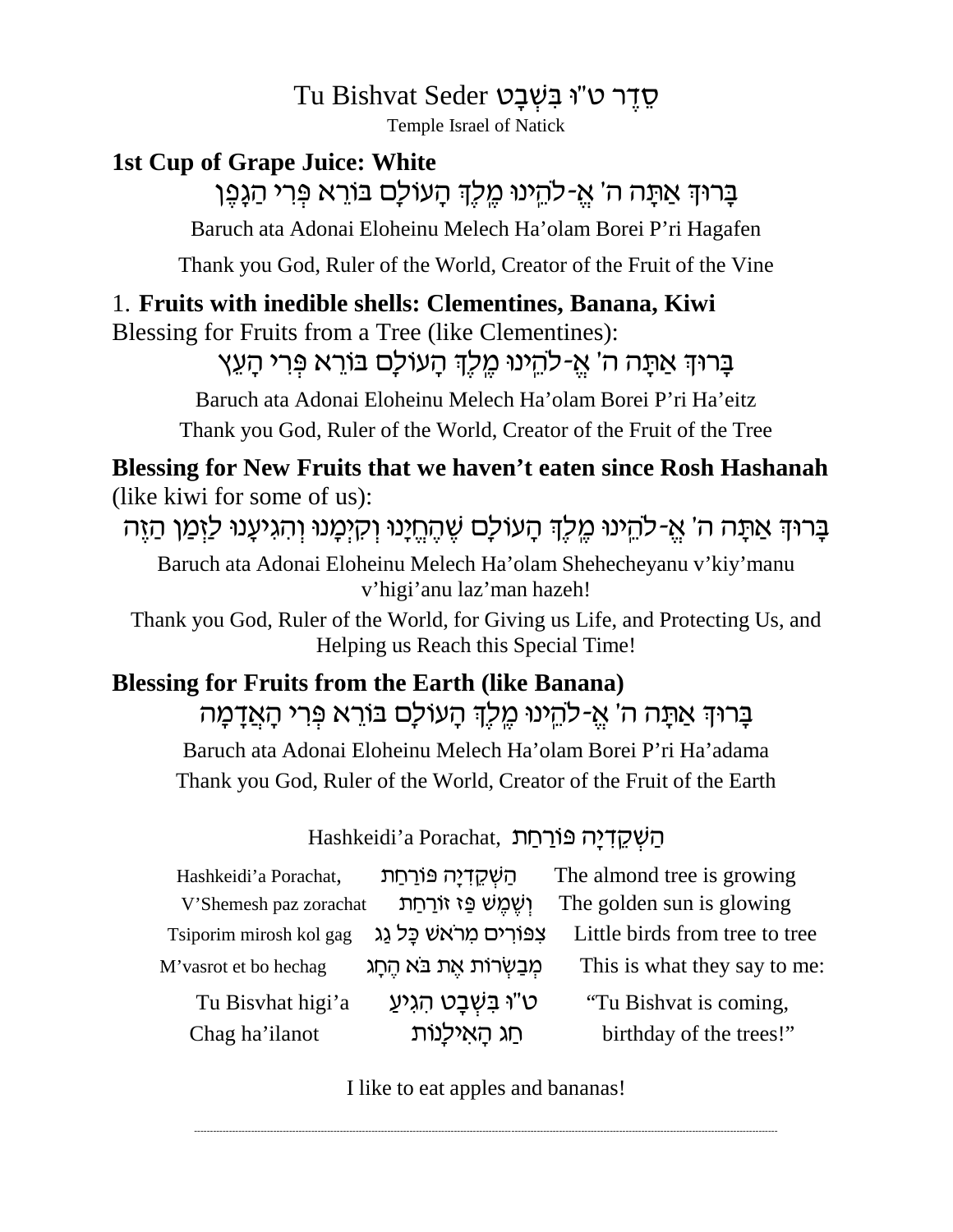# Tu Bishvat Seder סֵדֶר ט"ו בִּשְׁבָט

Temple Israel of Natick

## 1st Cup of Grape Juice: White

בָּרוּךְ אַתָּה ה' אֱ-לֹהֵינוּ מֶלֶךְ הָעוֹלָם בּוֹרֵא פְּרִי הַגָּפֶן

Baruch ata Adonai Eloheinu Melech Ha'olam Borei P'ri Hagafen

Thank you God, Ruler of the World, Creator of the Fruit of the Vine

## 1. **Fruits with inedible shells: Clementines, Banana, Kiwi**

Blessing for Fruits from a Tree (like Clementines):

בָּרוּךְ אַתָּה ה' אֱ-לֹהֵינוּ מֶלֶךְ הָעוֹלָם בּוֹרֵא פְּרִי הָעֵץ

Baruch ata Adonai Eloheinu Melech Ha'olam Borei P'ri Ha'eitz

Thank you God, Ruler of the World, Creator of the Fruit of the Tree

**Blessing for New Fruits that we haven't eaten since Rosh Hashanah** (like kiwi for some of us):

בָּרוּךְ אַתָּה ה' אֱ-לֹהֵינוּ מֶלֶךְ הָעוֹלָם שֶׁהֶחֱיָנוּ וְקִיְּמָנוּ וְהִגִּיעָנוּ לַזְּמַן הַזֶּה

Baruch ata Adonai Eloheinu Melech Ha'olam Shehecheyanu v'kiy'manu v'higi'anu laz'man hazeh!

Thank you God, Ruler of the World, for Giving us Life, and Protecting Us, and Helping us Reach this Special Time!

**Blessing for Fruits from the Earth (like Banana)**

בָּרוּךְ אַתָּה ה' אֱ-לֹהֵינוּ מֶלֶךְ הָעוֹלָם בּוֹרֵא פְּרִי הָאֲדָמָה

Baruch ata Adonai Eloheinu Melech Ha'olam Borei P'ri Ha'adama

Thank you God, Ruler of the World, Creator of the Fruit of the Earth

### Hashkeidi'a Porachat, הַשְּׁקֵדִיָּה פּוֹרַחַת

| | | |
|---|---|---|
| Hashkeidi'a Porachat, | הַשְּׁקֵדִיָּה פּוֹרַחַת | The almond tree is growing |
| V'Shemesh paz zorachat | וְשֶׁמֶשׁ פַּז זוֹרַחַת | The golden sun is glowing |
| Tsiporim mirosh kol gag | צִפּוֹרִים מֵרֹאשׁ כָּל גַּג | Little birds from tree to tree |
| M'vasrot et bo hechag | מְבַשְּׂרוֹת אֶת בֹּא הֶחָג | This is what they say to me: |
| Tu Bisvhat higi'a | ט"וּ בִּשְׁבָט הִגִּיעַ | "Tu Bishvat is coming, |
| Chag ha'ilanot | חַג הָאִילָנוֹת | birthday of the trees!" |

I like to eat apples and bananas!

---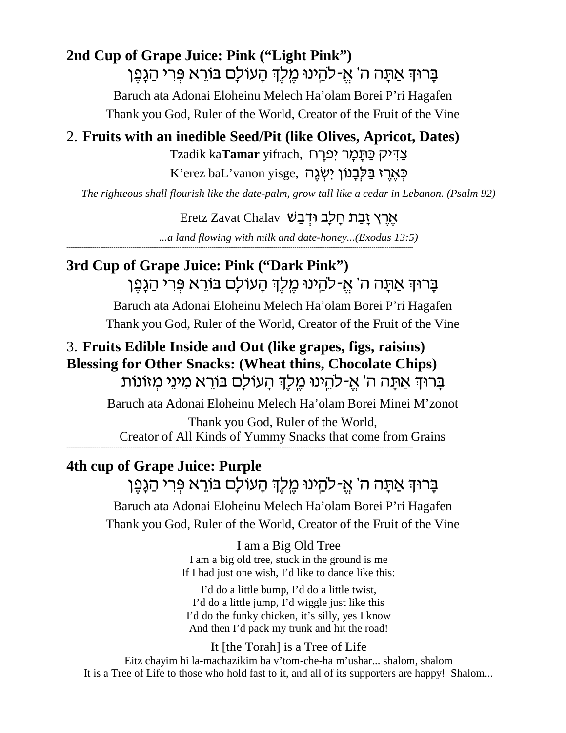## 2nd Cup of Grape Juice: Pink ("Light Pink")

בָּרוּךְ אַתָּה ה' אֱ-לֹהֵינוּ מֶלֶךְ הָעוֹלָם בּוֹרֵא פְּרִי הַגָּפֶן

Baruch ata Adonai Eloheinu Melech Ha'olam Borei P'ri Hagafen

Thank you God, Ruler of the World, Creator of the Fruit of the Vine

2. **Fruits with an inedible Seed/Pit (like Olives, Apricot, Dates)**

Tzadik ka**Tamar** yifrach, צַדִּיק כַּתָּמָר יִפְרָח

K'erez baL'vanon yisge, כְּאֶרֶז בַּלְּבָנוֹן יִשְׂגֶּה

*The righteous shall flourish like the date-palm, grow tall like a cedar in Lebanon. (Psalm 92)*

Eretz Zavat Chalav אֶרֶץ זָבַת חָלָב וּדְבַשׁ

*...a land flowing with milk and date-honey...(Exodus 13:5)*

---

## 3rd Cup of Grape Juice: Pink ("Dark Pink")

בָּרוּךְ אַתָּה ה' אֱ-לֹהֵינוּ מֶלֶךְ הָעוֹלָם בּוֹרֵא פְּרִי הַגָּפֶן

Baruch ata Adonai Eloheinu Melech Ha'olam Borei P'ri Hagafen

Thank you God, Ruler of the World, Creator of the Fruit of the Vine

3. **Fruits Edible Inside and Out (like grapes, figs, raisins)**
**Blessing for Other Snacks: (Wheat thins, Chocolate Chips)**

בָּרוּךְ אַתָּה ה' אֱ-לֹהֵינוּ מֶלֶךְ הָעוֹלָם בּוֹרֵא מִינֵי מְזוֹנוֹת

Baruch ata Adonai Eloheinu Melech Ha'olam Borei Minei M'zonot

Thank you God, Ruler of the World,
Creator of All Kinds of Yummy Snacks that come from Grains

---

## 4th cup of Grape Juice: Purple

בָּרוּךְ אַתָּה ה' אֱ-לֹהֵינוּ מֶלֶךְ הָעוֹלָם בּוֹרֵא פְּרִי הַגָּפֶן

Baruch ata Adonai Eloheinu Melech Ha'olam Borei P'ri Hagafen

Thank you God, Ruler of the World, Creator of the Fruit of the Vine

I am a Big Old Tree

I am a big old tree, stuck in the ground is me
If I had just one wish, I'd like to dance like this:

I'd do a little bump, I'd do a little twist,
I'd do a little jump, I'd wiggle just like this
I'd do the funky chicken, it's silly, yes I know
And then I'd pack my trunk and hit the road!

It [the Torah] is a Tree of Life

Eitz chayim hi la-machazikim ba v'tom-che-ha m'ushar... shalom, shalom
It is a Tree of Life to those who hold fast to it, and all of its supporters are happy! Shalom...